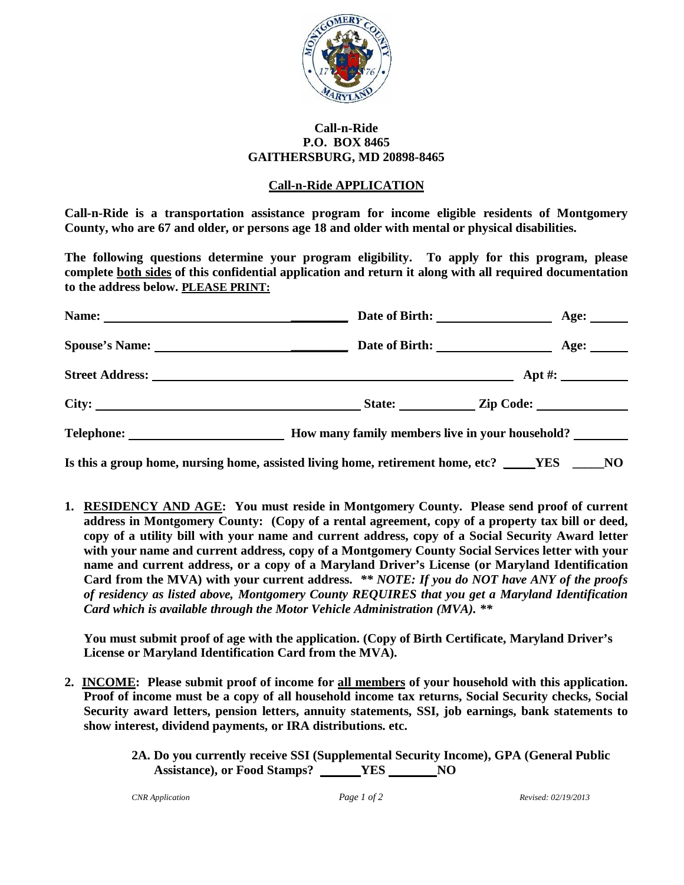**Call-n-Ride**
**P.O. BOX 8465**
**GAITHERSBURG, MD 20898-8465**

## Call-n-Ride APPLICATION

**Call-n-Ride is a transportation assistance program for income eligible residents of Montgomery County, who are 67 and older, or persons age 18 and older with mental or physical disabilities.**

**The following questions determine your program eligibility. To apply for this program, please complete both sides of this confidential application and return it along with all required documentation to the address below. PLEASE PRINT:**

**Name:** ______________________________ **Date of Birth:** __________________ **Age:** ______

**Spouse's Name:** ______________________________ **Date of Birth:** __________________ **Age:** ______

**Street Address:** ______________________________________________ **Apt #:** __________

**City:** ________________________________ **State:** ___________ **Zip Code:** ______________

**Telephone:** _______________________ **How many family members live in your household?** ________

**Is this a group home, nursing home, assisted living home, retirement home, etc?** _____**YES** _____**NO**

1. **RESIDENCY AND AGE: You must reside in Montgomery County. Please send proof of current address in Montgomery County: (Copy of a rental agreement, copy of a property tax bill or deed, copy of a utility bill with your name and current address, copy of a Social Security Award letter with your name and current address, copy of a Montgomery County Social Services letter with your name and current address, or a copy of a Maryland Driver's License (or Maryland Identification Card from the MVA) with your current address.** ***\*\* NOTE: If you do NOT have ANY of the proofs of residency as listed above, Montgomery County REQUIRES that you get a Maryland Identification Card which is available through the Motor Vehicle Administration (MVA). \*\****

   **You must submit proof of age with the application. (Copy of Birth Certificate, Maryland Driver's License or Maryland Identification Card from the MVA).**

2. **INCOME: Please submit proof of income for all members of your household with this application. Proof of income must be a copy of all household income tax returns, Social Security checks, Social Security award letters, pension letters, annuity statements, SSI, job earnings, bank statements to show interest, dividend payments, or IRA distributions. etc.**

   **2A. Do you currently receive SSI (Supplemental Security Income), GPA (General Public Assistance), or Food Stamps?** _______**YES** ________**NO**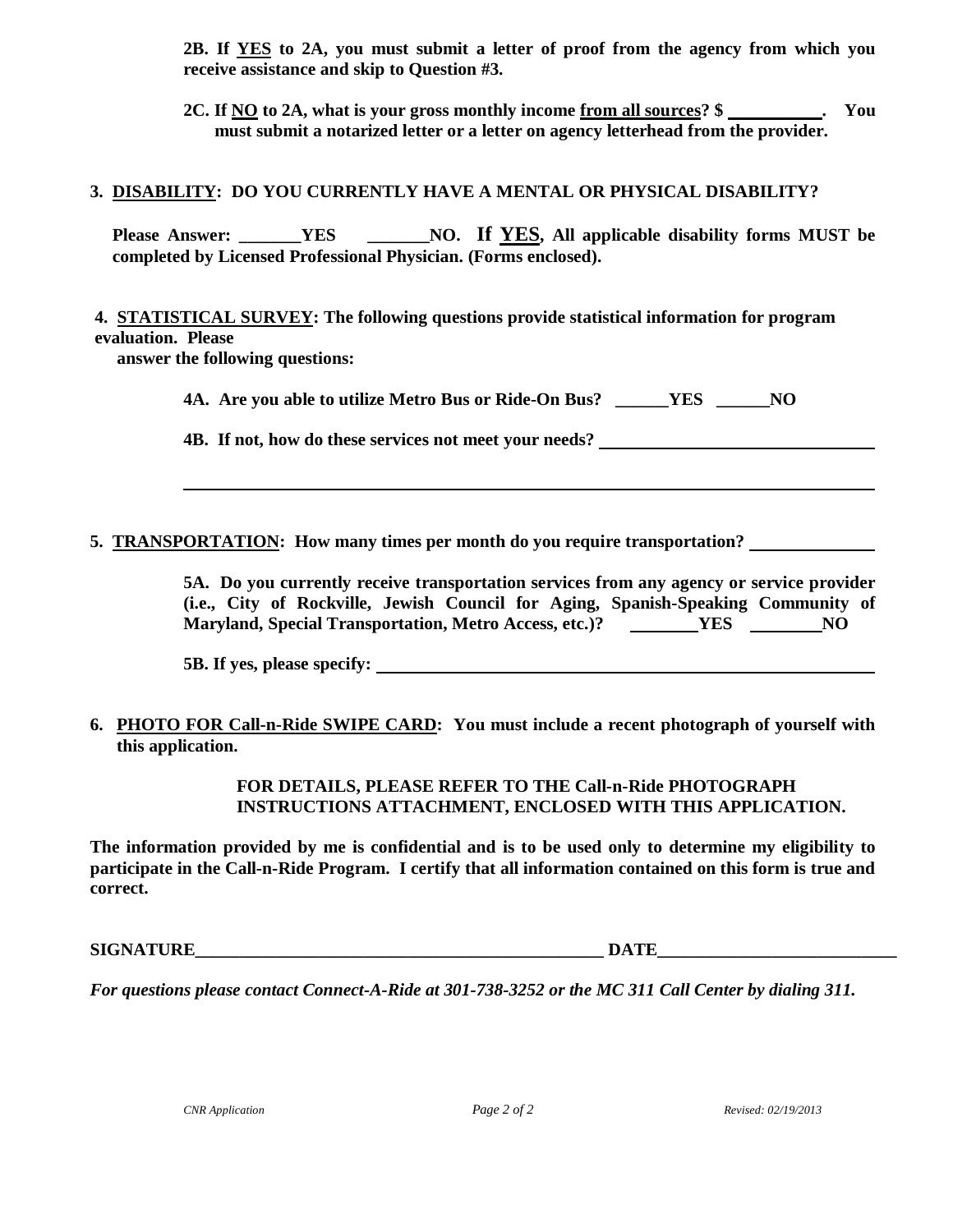**2B. If <u>YES</u> to 2A, you must submit a letter of proof from the agency from which you receive assistance and skip to Question #3.**

**2C. If <u>NO</u> to 2A, what is your gross monthly income <u>from all sources</u>? $ __________. You must submit a notarized letter or a letter on agency letterhead from the provider.**

**3. <u>DISABILITY</u>: DO YOU CURRENTLY HAVE A MENTAL OR PHYSICAL DISABILITY?**

**Please Answer: _______YES _______NO. If <u>YES</u>, All applicable disability forms MUST be completed by Licensed Professional Physician. (Forms enclosed).**

**4. <u>STATISTICAL SURVEY</u>: The following questions provide statistical information for program evaluation. Please answer the following questions:**

**4A. Are you able to utilize Metro Bus or Ride-On Bus? ______YES ______NO**

**4B. If not, how do these services not meet your needs? ______________________________**

**5. <u>TRANSPORTATION</u>: How many times per month do you require transportation? ______________**

**5A. Do you currently receive transportation services from any agency or service provider (i.e., City of Rockville, Jewish Council for Aging, Spanish-Speaking Community of Maryland, Special Transportation, Metro Access, etc.)? ________YES ________NO**

**5B. If yes, please specify: ______________________________**

**6. <u>PHOTO FOR Call-n-Ride SWIPE CARD</u>: You must include a recent photograph of yourself with this application.**

**FOR DETAILS, PLEASE REFER TO THE Call-n-Ride PHOTOGRAPH INSTRUCTIONS ATTACHMENT, ENCLOSED WITH THIS APPLICATION.**

**The information provided by me is confidential and is to be used only to determine my eligibility to participate in the Call-n-Ride Program. I certify that all information contained on this form is true and correct.**

**SIGNATURE_______________________________________________ DATE___________________________**

***For questions please contact Connect-A-Ride at 301-738-3252 or the MC 311 Call Center by dialing 311.***

*CNR Application* *Revised: 02/19/2013*